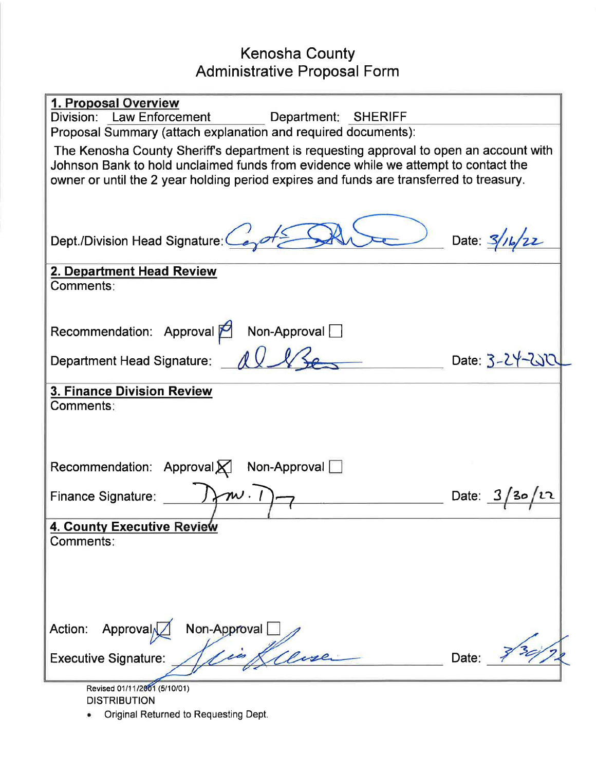# Kenosha County
## Administrative Proposal Form

### 1. Proposal Overview

Division: Law Enforcement    Department: SHERIFF

Proposal Summary (attach explanation and required documents):

The Kenosha County Sheriff's department is requesting approval to open an account with Johnson Bank to hold unclaimed funds from evidence while we attempt to contact the owner or until the 2 year holding period expires and funds are transferred to treasury.

Dept./Division Head Signature: [signature]    Date: 3/16/22

### 2. Department Head Review

Comments:

Recommendation: Approval [x]   Non-Approval [ ]

Department Head Signature: [signature]    Date: 3-24-2022

### 3. Finance Division Review

Comments:

Recommendation: Approval [x]   Non-Approval [ ]

Finance Signature: [signature]    Date: 3/30/22

### 4. County Executive Review

Comments:

Action: Approval [x]   Non-Approval [ ]

Executive Signature: [signature]    Date: 3/30/22

Revised 01/11/2001 (5/10/01)

DISTRIBUTION

- Original Returned to Requesting Dept.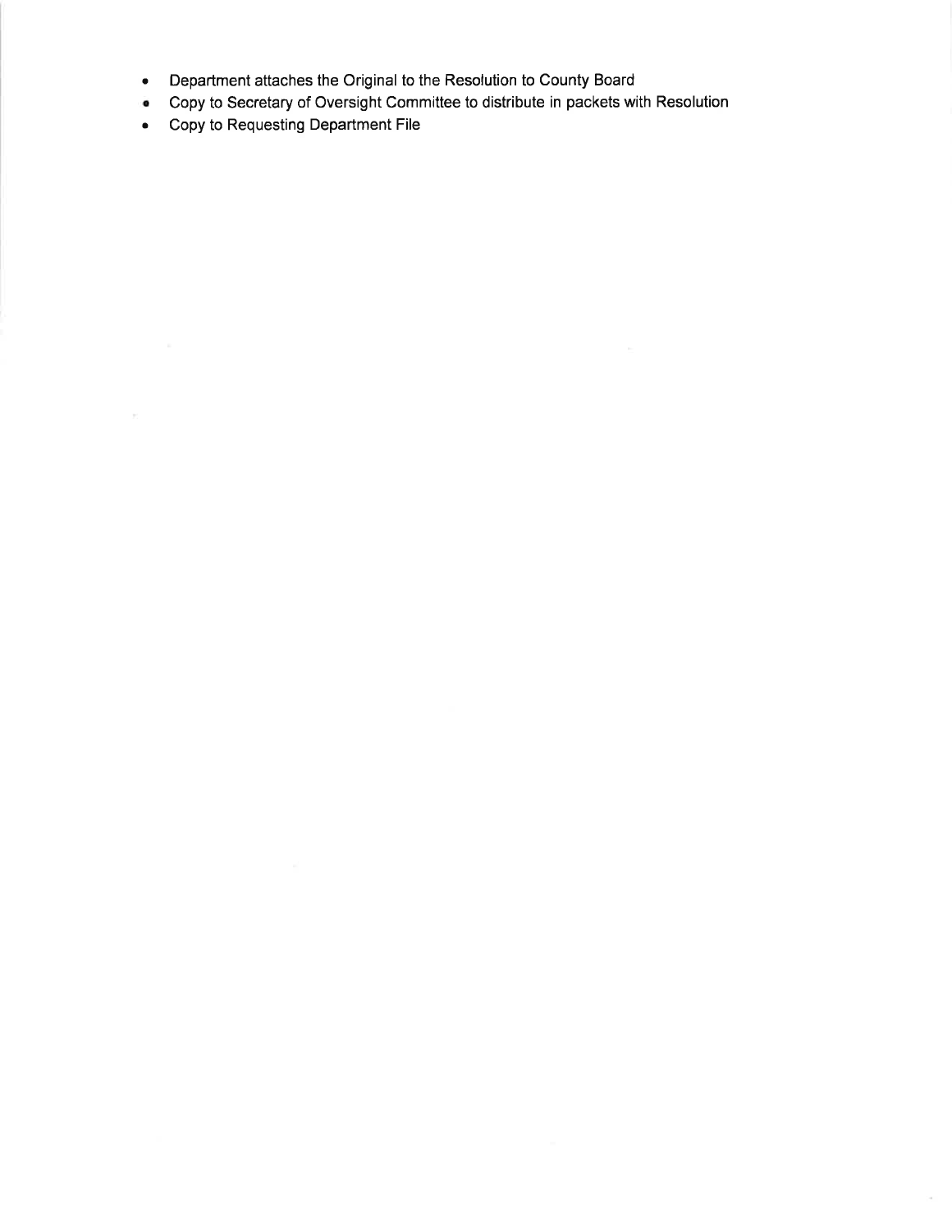- Department attaches the Original to the Resolution to County Board
- Copy to Secretary of Oversight Committee to distribute in packets with Resolution
- Copy to Requesting Department File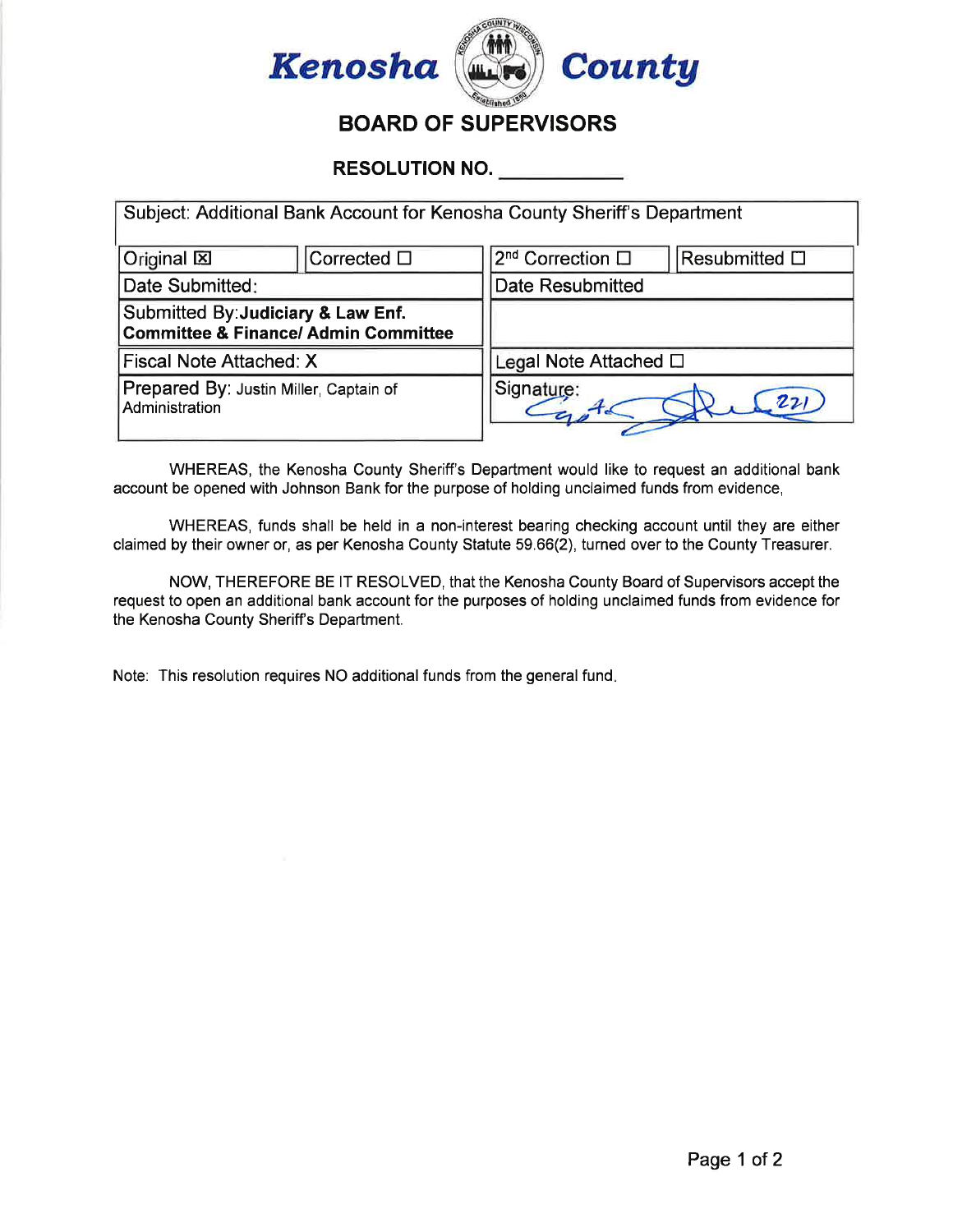Kenosha County

# BOARD OF SUPERVISORS

## RESOLUTION NO. ___________

| Subject: Additional Bank Account for Kenosha County Sheriff's Department | | | |
|---|---|---|---|
| Original ☒ | Corrected ☐ | 2nd Correction ☐ | Resubmitted ☐ |
| Date Submitted: | | Date Resubmitted | |
| Submitted By: **Judiciary & Law Enf. Committee & Finance/ Admin Committee** | | | |
| Fiscal Note Attached: X | | Legal Note Attached ☐ | |
| Prepared By: Justin Miller, Captain of Administration | | Signature: | |

WHEREAS, the Kenosha County Sheriff's Department would like to request an additional bank account be opened with Johnson Bank for the purpose of holding unclaimed funds from evidence,

WHEREAS, funds shall be held in a non-interest bearing checking account until they are either claimed by their owner or, as per Kenosha County Statute 59.66(2), turned over to the County Treasurer.

NOW, THEREFORE BE IT RESOLVED, that the Kenosha County Board of Supervisors accept the request to open an additional bank account for the purposes of holding unclaimed funds from evidence for the Kenosha County Sheriff's Department.

Note: This resolution requires NO additional funds from the general fund.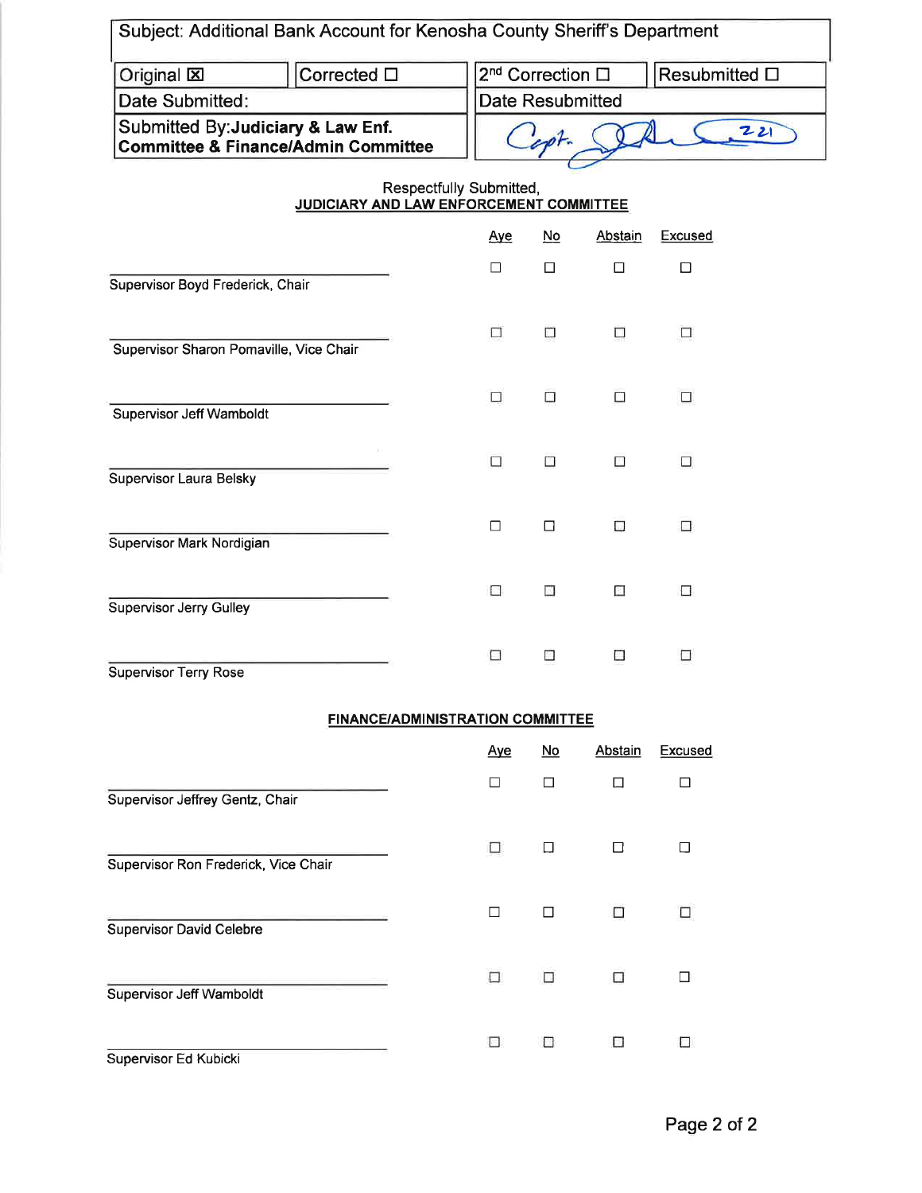| Subject: Additional Bank Account for Kenosha County Sheriff's Department | | | |
|---|---|---|---|
| Original ☒ | Corrected ☐ | 2nd Correction ☐ | Resubmitted ☐ |
| Date Submitted: | | Date Resubmitted | |
| Submitted By: **Judiciary & Law Enf. Committee & Finance/Admin Committee** | | Capt. [signature] 221 | |

Respectfully Submitted,
**JUDICIARY AND LAW ENFORCEMENT COMMITTEE**

| | Aye | No | Abstain | Excused |
|---|---|---|---|---|
| Supervisor Boyd Frederick, Chair | ☐ | ☐ | ☐ | ☐ |
| Supervisor Sharon Pomaville, Vice Chair | ☐ | ☐ | ☐ | ☐ |
| Supervisor Jeff Wamboldt | ☐ | ☐ | ☐ | ☐ |
| Supervisor Laura Belsky | ☐ | ☐ | ☐ | ☐ |
| Supervisor Mark Nordigian | ☐ | ☐ | ☐ | ☐ |
| Supervisor Jerry Gulley | ☐ | ☐ | ☐ | ☐ |
| Supervisor Terry Rose | ☐ | ☐ | ☐ | ☐ |

**FINANCE/ADMINISTRATION COMMITTEE**

| | Aye | No | Abstain | Excused |
|---|---|---|---|---|
| Supervisor Jeffrey Gentz, Chair | ☐ | ☐ | ☐ | ☐ |
| Supervisor Ron Frederick, Vice Chair | ☐ | ☐ | ☐ | ☐ |
| Supervisor David Celebre | ☐ | ☐ | ☐ | ☐ |
| Supervisor Jeff Wamboldt | ☐ | ☐ | ☐ | ☐ |
| Supervisor Ed Kubicki | ☐ | ☐ | ☐ | ☐ |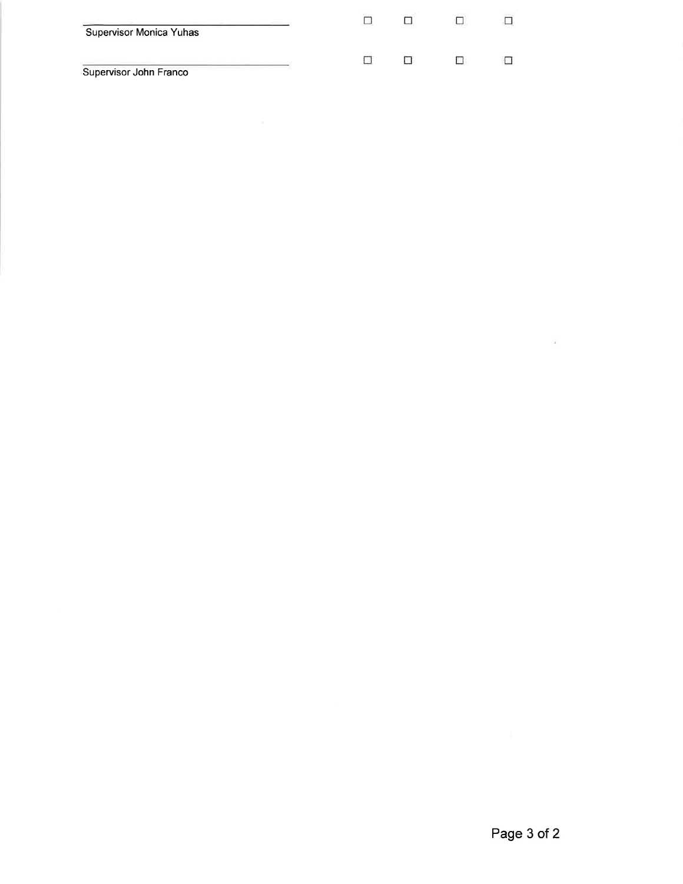| | | | | |
|---|---|---|---|---|
| Supervisor Monica Yuhas | ☐ | ☐ | ☐ | ☐ |
| Supervisor John Franco | ☐ | ☐ | ☐ | ☐ |